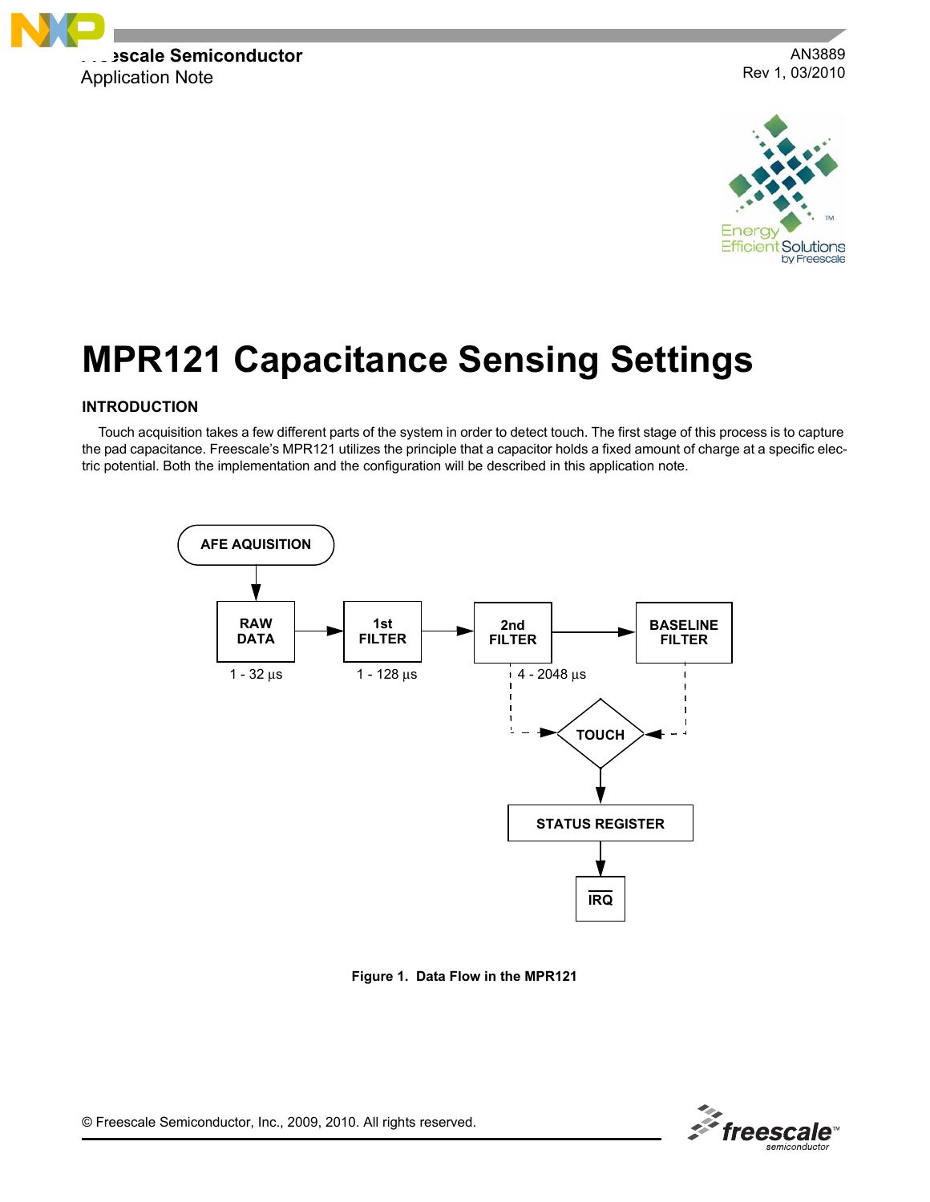Freescale Semiconductor
Application Note

AN3889
Rev 1, 03/2010

# MPR121 Capacitance Sensing Settings

## INTRODUCTION

Touch acquisition takes a few different parts of the system in order to detect touch. The first stage of this process is to capture the pad capacitance. Freescale's MPR121 utilizes the principle that a capacitor holds a fixed amount of charge at a specific electric potential. Both the implementation and the configuration will be described in this application note.

AFE AQUISITION

RAW DATA

1 - 32 µs

1st FILTER

1 - 128 µs

2nd FILTER

4 - 2048 µs

BASELINE FILTER

TOUCH

STATUS REGISTER

$\overline{\text{IRQ}}$

Figure 1. Data Flow in the MPR121

© Freescale Semiconductor, Inc., 2009, 2010. All rights reserved.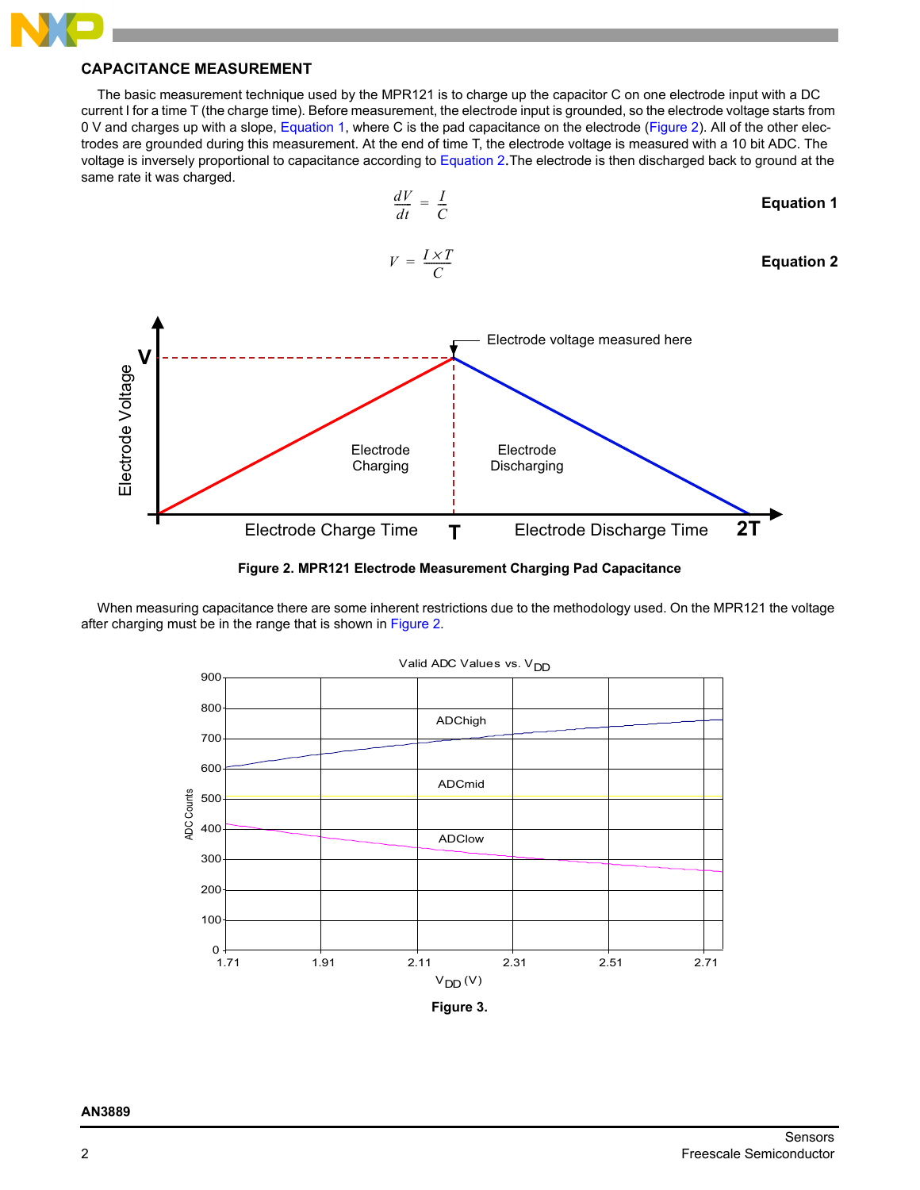### CAPACITANCE MEASUREMENT

The basic measurement technique used by the MPR121 is to charge up the capacitor C on one electrode input with a DC current I for a time T (the charge time). Before measurement, the electrode input is grounded, so the electrode voltage starts from 0 V and charges up with a slope, Equation 1, where C is the pad capacitance on the electrode (Figure 2). All of the other electrodes are grounded during this measurement. At the end of time T, the electrode voltage is measured with a 10 bit ADC. The voltage is inversely proportional to capacitance according to Equation 2. The electrode is then discharged back to ground at the same rate it was charged.

$$\frac{dV}{dt} = \frac{I}{C} \qquad \textbf{Equation 1}$$

$$V = \frac{I \times T}{C} \qquad \textbf{Equation 2}$$

Electrode Voltage
V
Electrode voltage measured here
Electrode Charging
Electrode Discharging
Electrode Charge Time
T
Electrode Discharge Time
2T

**Figure 2. MPR121 Electrode Measurement Charging Pad Capacitance**

When measuring capacitance there are some inherent restrictions due to the methodology used. On the MPR121 the voltage after charging must be in the range that is shown in Figure 2.

Valid ADC Values vs. $V_{DD}$
ADC Counts
900
800
700
600
500
400
300
200
100
0
ADChigh
ADCmid
ADClow
1.71
1.91
2.11
2.31
2.51
2.71
$V_{DD}$ (V)

**Figure 3.**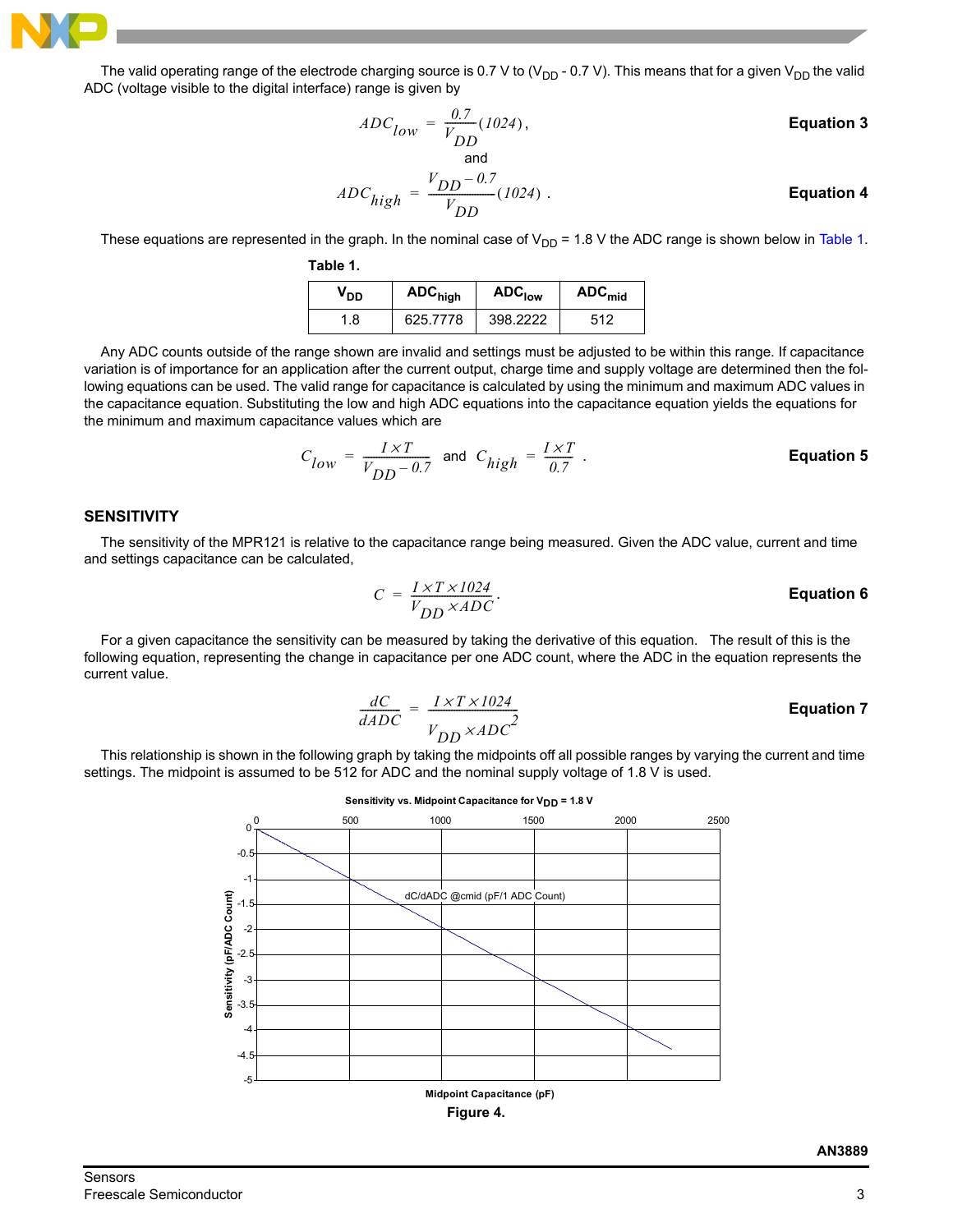The valid operating range of the electrode charging source is 0.7 V to ($V_{DD}$ - 0.7 V). This means that for a given $V_{DD}$ the valid ADC (voltage visible to the digital interface) range is given by

$$ADC_{low} = \frac{0.7}{V_{DD}}(1024),\qquad \textbf{Equation 3}$$

and

$$ADC_{high} = \frac{V_{DD} - 0.7}{V_{DD}}(1024)\ .\qquad \textbf{Equation 4}$$

These equations are represented in the graph. In the nominal case of $V_{DD}$ = 1.8 V the ADC range is shown below in Table 1.

**Table 1.**

| $V_{DD}$ | $ADC_{high}$ | $ADC_{low}$ | $ADC_{mid}$ |
|---|---|---|---|
| 1.8 | 625.7778 | 398.2222 | 512 |

Any ADC counts outside of the range shown are invalid and settings must be adjusted to be within this range. If capacitance variation is of importance for an application after the current output, charge time and supply voltage are determined then the following equations can be used. The valid range for capacitance is calculated by using the minimum and maximum ADC values in the capacitance equation. Substituting the low and high ADC equations into the capacitance equation yields the equations for the minimum and maximum capacitance values which are

$$C_{low} = \frac{I \times T}{V_{DD} - 0.7} \text{ and } C_{high} = \frac{I \times T}{0.7}\ .\qquad \textbf{Equation 5}$$

## SENSITIVITY

The sensitivity of the MPR121 is relative to the capacitance range being measured. Given the ADC value, current and time and settings capacitance can be calculated,

$$C = \frac{I \times T \times 1024}{V_{DD} \times ADC}\ .\qquad \textbf{Equation 6}$$

For a given capacitance the sensitivity can be measured by taking the derivative of this equation. The result of this is the following equation, representing the change in capacitance per one ADC count, where the ADC in the equation represents the current value.

$$\frac{dC}{dADC} = \frac{I \times T \times 1024}{V_{DD} \times ADC^2}\qquad \textbf{Equation 7}$$

This relationship is shown in the following graph by taking the midpoints off all possible ranges by varying the current and time settings. The midpoint is assumed to be 512 for ADC and the nominal supply voltage of 1.8 V is used.

Sensitivity vs. Midpoint Capacitance for $V_{DD}$ = 1.8 V

0 500 1000 1500 2000 2500

0 -0.5 -1 -1.5 -2 -2.5 -3 -3.5 -4 -4.5 -5

dC/dADC @cmid (pF/1 ADC Count)

Sensitivity (pF/ADC Count)

Midpoint Capacitance (pF)

**Figure 4.**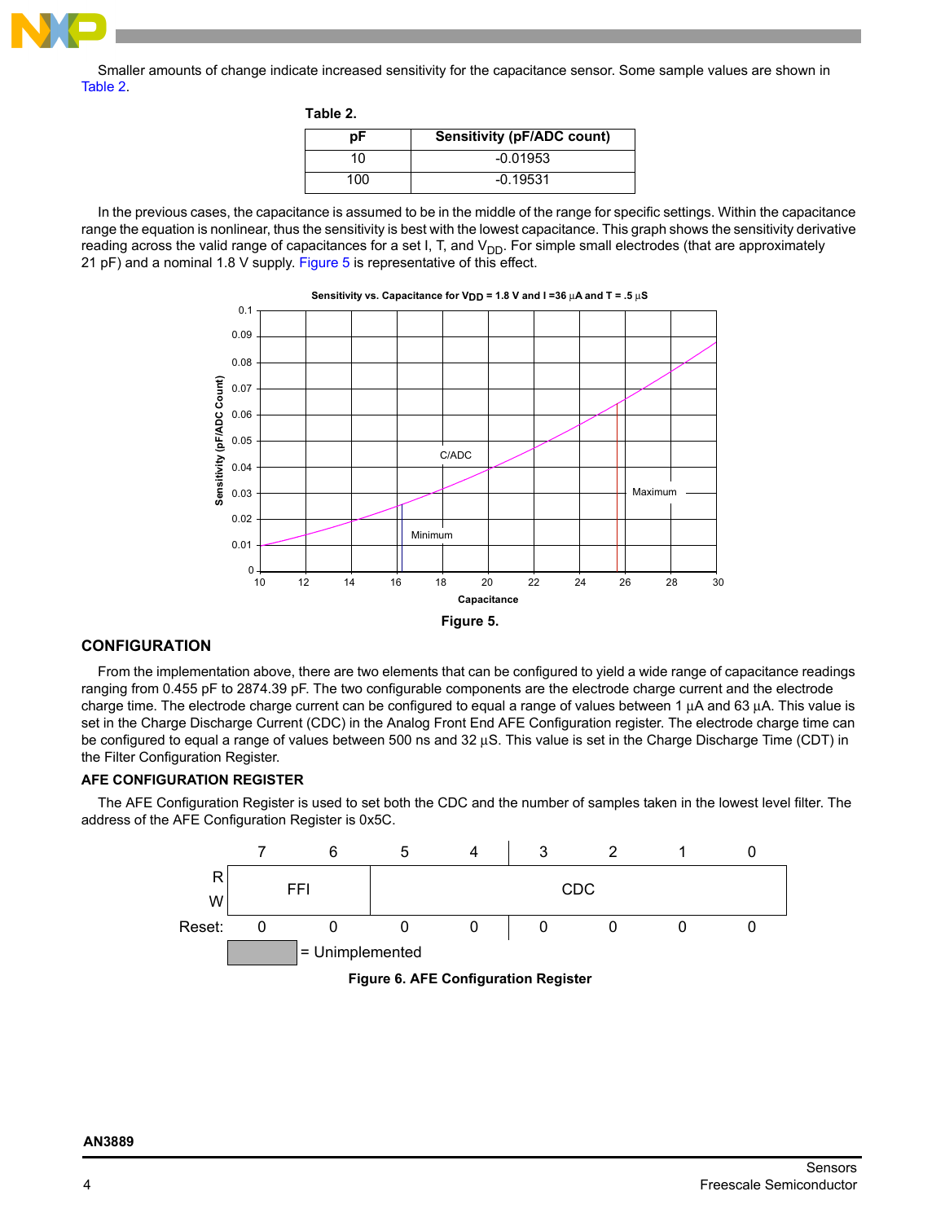Smaller amounts of change indicate increased sensitivity for the capacitance sensor. Some sample values are shown in Table 2.

**Table 2.**

| pF | Sensitivity (pF/ADC count) |
|---|---|
| 10 | -0.01953 |
| 100 | -0.19531 |

In the previous cases, the capacitance is assumed to be in the middle of the range for specific settings. Within the capacitance range the equation is nonlinear, thus the sensitivity is best with the lowest capacitance. This graph shows the sensitivity derivative reading across the valid range of capacitances for a set I, T, and $V_{DD}$. For simple small electrodes (that are approximately 21 pF) and a nominal 1.8 V supply. Figure 5 is representative of this effect.

Sensitivity vs. Capacitance for VDD = 1.8 V and I =36 µA and T = .5 µS

Sensitivity (pF/ADC Count)

0.1
0.09
0.08
0.07
0.06
0.05
0.04
0.03
0.02
0.01
0

C/ADC

Maximum

Minimum

10 12 14 16 18 20 22 24 26 28 30

Capacitance

**Figure 5.**

## CONFIGURATION

From the implementation above, there are two elements that can be configured to yield a wide range of capacitance readings ranging from 0.455 pF to 2874.39 pF. The two configurable components are the electrode charge current and the electrode charge time. The electrode charge current can be configured to equal a range of values between 1 µA and 63 µA. This value is set in the Charge Discharge Current (CDC) in the Analog Front End AFE Configuration register. The electrode charge time can be configured to equal a range of values between 500 ns and 32 µS. This value is set in the Charge Discharge Time (CDT) in the Filter Configuration Register.

### AFE CONFIGURATION REGISTER

The AFE Configuration Register is used to set both the CDC and the number of samples taken in the lowest level filter. The address of the AFE Configuration Register is 0x5C.

| | 7 | 6 | 5 | 4 | 3 | 2 | 1 | 0 |
|---|---|---|---|---|---|---|---|---|
| R/W | FFI | | CDC | | | | | |
| Reset: | 0 | 0 | 0 | 0 | 0 | 0 | 0 | 0 |

= Unimplemented

**Figure 6. AFE Configuration Register**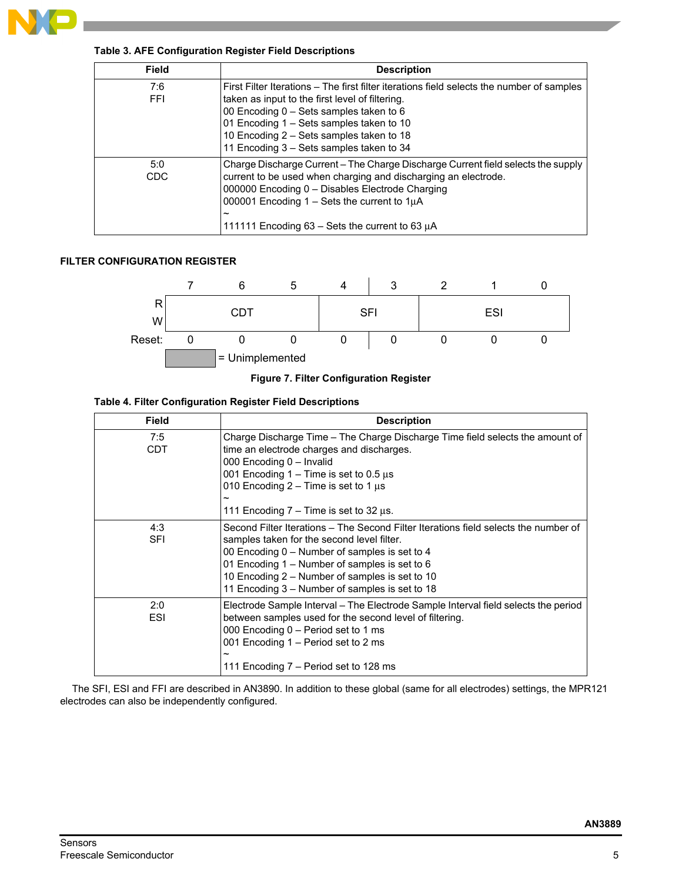**Table 3. AFE Configuration Register Field Descriptions**

| Field | Description |
|---|---|
| 7:6<br>FFI | First Filter Iterations – The first filter iterations field selects the number of samples taken as input to the first level of filtering.<br>00 Encoding 0 – Sets samples taken to 6<br>01 Encoding 1 – Sets samples taken to 10<br>10 Encoding 2 – Sets samples taken to 18<br>11 Encoding 3 – Sets samples taken to 34 |
| 5:0<br>CDC | Charge Discharge Current – The Charge Discharge Current field selects the supply current to be used when charging and discharging an electrode.<br>000000 Encoding 0 – Disables Electrode Charging<br>000001 Encoding 1 – Sets the current to 1µA<br>~<br>111111 Encoding 63 – Sets the current to 63 µA |

### FILTER CONFIGURATION REGISTER

| | 7 | 6 | 5 | 4 | 3 | 2 | 1 | 0 |
|---|---|---|---|---|---|---|---|---|
| R/W | CDT | | | SFI | | ESI | | |
| Reset: | 0 | 0 | 0 | 0 | 0 | 0 | 0 | 0 |

= Unimplemented

**Figure 7. Filter Configuration Register**

**Table 4. Filter Configuration Register Field Descriptions**

| Field | Description |
|---|---|
| 7:5<br>CDT | Charge Discharge Time – The Charge Discharge Time field selects the amount of time an electrode charges and discharges.<br>000 Encoding 0 – Invalid<br>001 Encoding 1 – Time is set to 0.5 µs<br>010 Encoding 2 – Time is set to 1 µs<br>~<br>111 Encoding 7 – Time is set to 32 µs. |
| 4:3<br>SFI | Second Filter Iterations – The Second Filter Iterations field selects the number of samples taken for the second level filter.<br>00 Encoding 0 – Number of samples is set to 4<br>01 Encoding 1 – Number of samples is set to 6<br>10 Encoding 2 – Number of samples is set to 10<br>11 Encoding 3 – Number of samples is set to 18 |
| 2:0<br>ESI | Electrode Sample Interval – The Electrode Sample Interval field selects the period between samples used for the second level of filtering.<br>000 Encoding 0 – Period set to 1 ms<br>001 Encoding 1 – Period set to 2 ms<br>~<br>111 Encoding 7 – Period set to 128 ms |

The SFI, ESI and FFI are described in AN3890. In addition to these global (same for all electrodes) settings, the MPR121 electrodes can also be independently configured.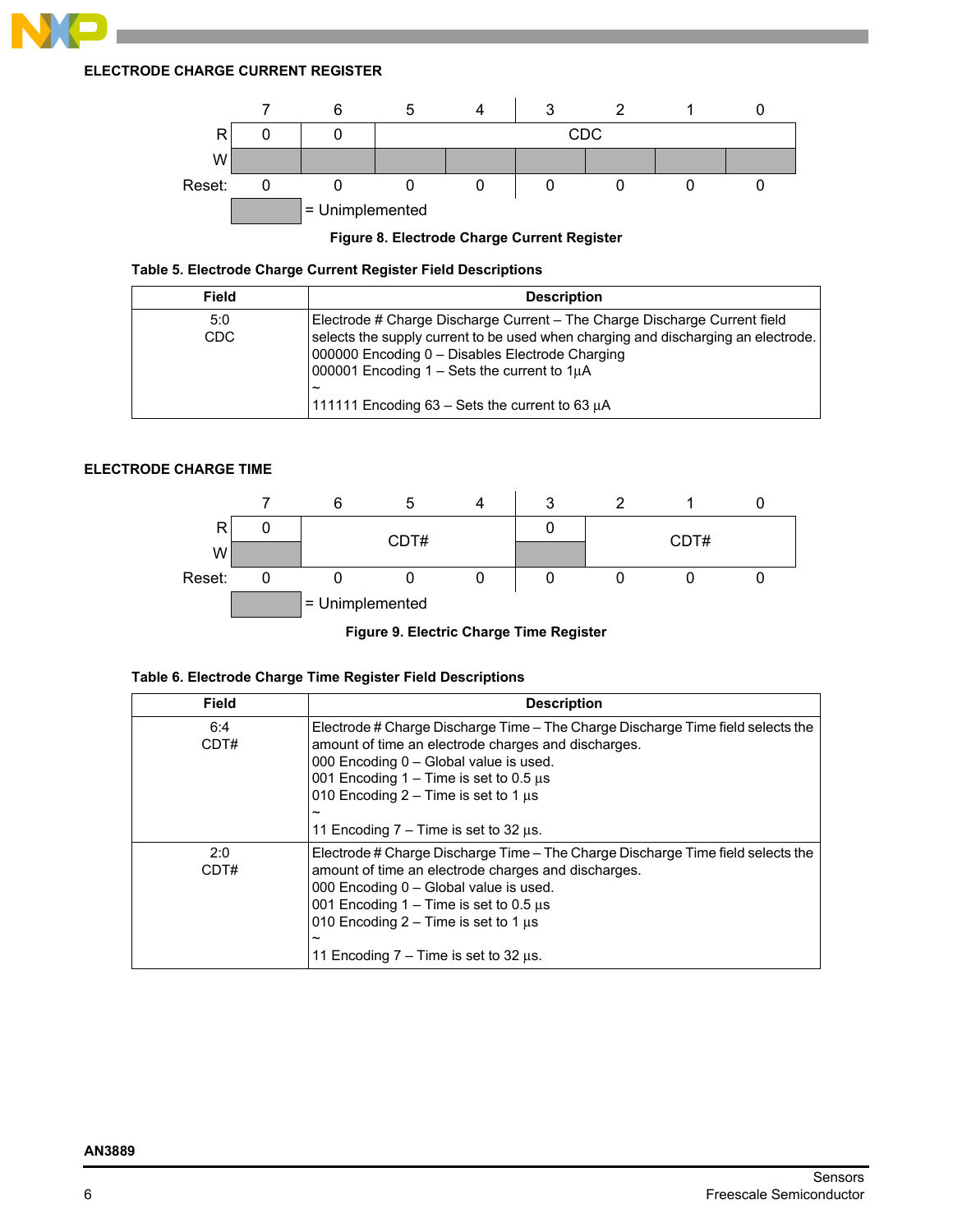**ELECTRODE CHARGE CURRENT REGISTER**

| | 7 | 6 | 5 | 4 | 3 | 2 | 1 | 0 |
|---|---|---|---|---|---|---|---|---|
| R | 0 | 0 | CDC | | | | | |
| W | | | | | | | | |
| Reset: | 0 | 0 | 0 | 0 | 0 | 0 | 0 | 0 |

= Unimplemented

**Figure 8. Electrode Charge Current Register**

**Table 5. Electrode Charge Current Register Field Descriptions**

| Field | Description |
|---|---|
| 5:0<br>CDC | Electrode # Charge Discharge Current – The Charge Discharge Current field selects the supply current to be used when charging and discharging an electrode.<br>000000 Encoding 0 – Disables Electrode Charging<br>000001 Encoding 1 – Sets the current to 1µA<br>~<br>111111 Encoding 63 – Sets the current to 63 µA |

**ELECTRODE CHARGE TIME**

| | 7 | 6 | 5 | 4 | 3 | 2 | 1 | 0 |
|---|---|---|---|---|---|---|---|---|
| R | 0 | CDT# | | | 0 | CDT# | | |
| W | | | | | | | | |
| Reset: | 0 | 0 | 0 | 0 | 0 | 0 | 0 | 0 |

= Unimplemented

**Figure 9. Electric Charge Time Register**

**Table 6. Electrode Charge Time Register Field Descriptions**

| Field | Description |
|---|---|
| 6:4<br>CDT# | Electrode # Charge Discharge Time – The Charge Discharge Time field selects the amount of time an electrode charges and discharges.<br>000 Encoding 0 – Global value is used.<br>001 Encoding 1 – Time is set to 0.5 µs<br>010 Encoding 2 – Time is set to 1 µs<br>~<br>11 Encoding 7 – Time is set to 32 µs. |
| 2:0<br>CDT# | Electrode # Charge Discharge Time – The Charge Discharge Time field selects the amount of time an electrode charges and discharges.<br>000 Encoding 0 – Global value is used.<br>001 Encoding 1 – Time is set to 0.5 µs<br>010 Encoding 2 – Time is set to 1 µs<br>~<br>11 Encoding 7 – Time is set to 32 µs. |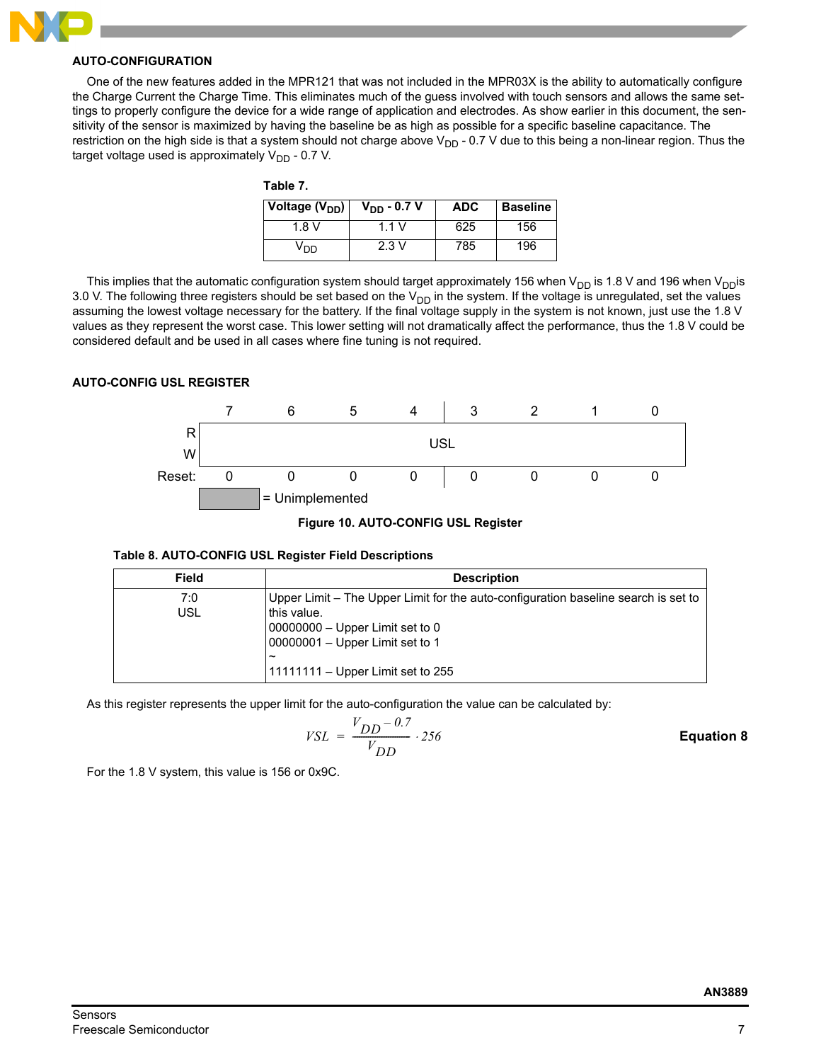## AUTO-CONFIGURATION

One of the new features added in the MPR121 that was not included in the MPR03X is the ability to automatically configure the Charge Current the Charge Time. This eliminates much of the guess involved with touch sensors and allows the same settings to properly configure the device for a wide range of application and electrodes. As show earlier in this document, the sensitivity of the sensor is maximized by having the baseline be as high as possible for a specific baseline capacitance. The restriction on the high side is that a system should not charge above $V_{DD}$ - 0.7 V due to this being a non-linear region. Thus the target voltage used is approximately $V_{DD}$ - 0.7 V.

**Table 7.**

| Voltage ($V_{DD}$) | $V_{DD}$ - 0.7 V | ADC | Baseline |
|---|---|---|---|
| 1.8 V | 1.1 V | 625 | 156 |
| $V_{DD}$ | 2.3 V | 785 | 196 |

This implies that the automatic configuration system should target approximately 156 when $V_{DD}$ is 1.8 V and 196 when $V_{DD}$is 3.0 V. The following three registers should be set based on the $V_{DD}$ in the system. If the voltage is unregulated, set the values assuming the lowest voltage necessary for the battery. If the final voltage supply in the system is not known, just use the 1.8 V values as they represent the worst case. This lower setting will not dramatically affect the performance, thus the 1.8 V could be considered default and be used in all cases where fine tuning is not required.

## AUTO-CONFIG USL REGISTER

| | 7 | 6 | 5 | 4 | 3 | 2 | 1 | 0 |
|---|---|---|---|---|---|---|---|---|
| R/W | USL | | | | | | | |
| Reset: | 0 | 0 | 0 | 0 | 0 | 0 | 0 | 0 |

= Unimplemented

**Figure 10. AUTO-CONFIG USL Register**

**Table 8. AUTO-CONFIG USL Register Field Descriptions**

| Field | Description |
|---|---|
| 7:0<br>USL | Upper Limit – The Upper Limit for the auto-configuration baseline search is set to this value.<br>00000000 – Upper Limit set to 0<br>00000001 – Upper Limit set to 1<br>~<br>11111111 – Upper Limit set to 255 |

As this register represents the upper limit for the auto-configuration the value can be calculated by:

$$VSL = \frac{V_{DD} - 0.7}{V_{DD}} \cdot 256 \qquad \textbf{Equation 8}$$

For the 1.8 V system, this value is 156 or 0x9C.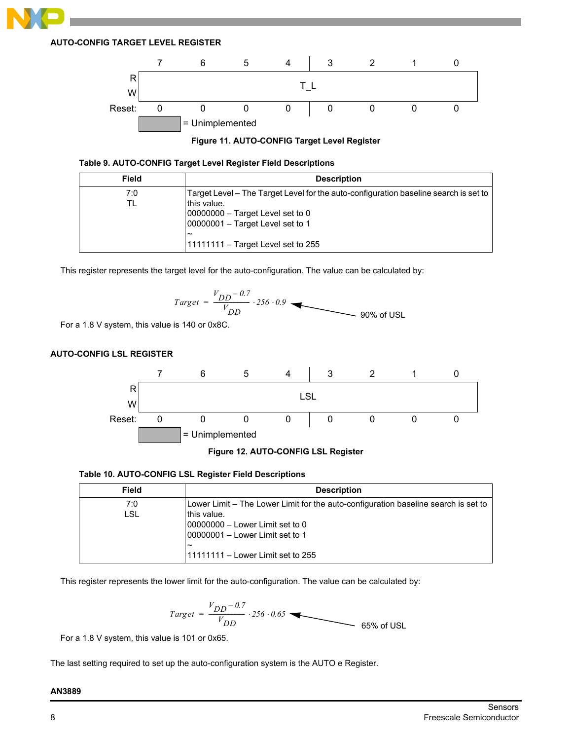**AUTO-CONFIG TARGET LEVEL REGISTER**

| | 7 | 6 | 5 | 4 | 3 | 2 | 1 | 0 |
|---|---|---|---|---|---|---|---|---|
| R/W | T_L | | | | | | | |
| Reset: | 0 | 0 | 0 | 0 | 0 | 0 | 0 | 0 |

= Unimplemented

**Figure 11. AUTO-CONFIG Target Level Register**

**Table 9. AUTO-CONFIG Target Level Register Field Descriptions**

| Field | Description |
|---|---|
| 7:0<br>TL | Target Level – The Target Level for the auto-configuration baseline search is set to this value.<br>00000000 – Target Level set to 0<br>00000001 – Target Level set to 1<br>~<br>11111111 – Target Level set to 255 |

This register represents the target level for the auto-configuration. The value can be calculated by:

$$Target = \frac{V_{DD} - 0.7}{V_{DD}} \cdot 256 \cdot 0.9$$

90% of USL

For a 1.8 V system, this value is 140 or 0x8C.

**AUTO-CONFIG LSL REGISTER**

| | 7 | 6 | 5 | 4 | 3 | 2 | 1 | 0 |
|---|---|---|---|---|---|---|---|---|
| R/W | LSL | | | | | | | |
| Reset: | 0 | 0 | 0 | 0 | 0 | 0 | 0 | 0 |

= Unimplemented

**Figure 12. AUTO-CONFIG LSL Register**

**Table 10. AUTO-CONFIG LSL Register Field Descriptions**

| Field | Description |
|---|---|
| 7:0<br>LSL | Lower Limit – The Lower Limit for the auto-configuration baseline search is set to this value.<br>00000000 – Lower Limit set to 0<br>00000001 – Lower Limit set to 1<br>~<br>11111111 – Lower Limit set to 255 |

This register represents the lower limit for the auto-configuration. The value can be calculated by:

$$Target = \frac{V_{DD} - 0.7}{V_{DD}} \cdot 256 \cdot 0.65$$

65% of USL

For a 1.8 V system, this value is 101 or 0x65.

The last setting required to set up the auto-configuration system is the AUTO e Register.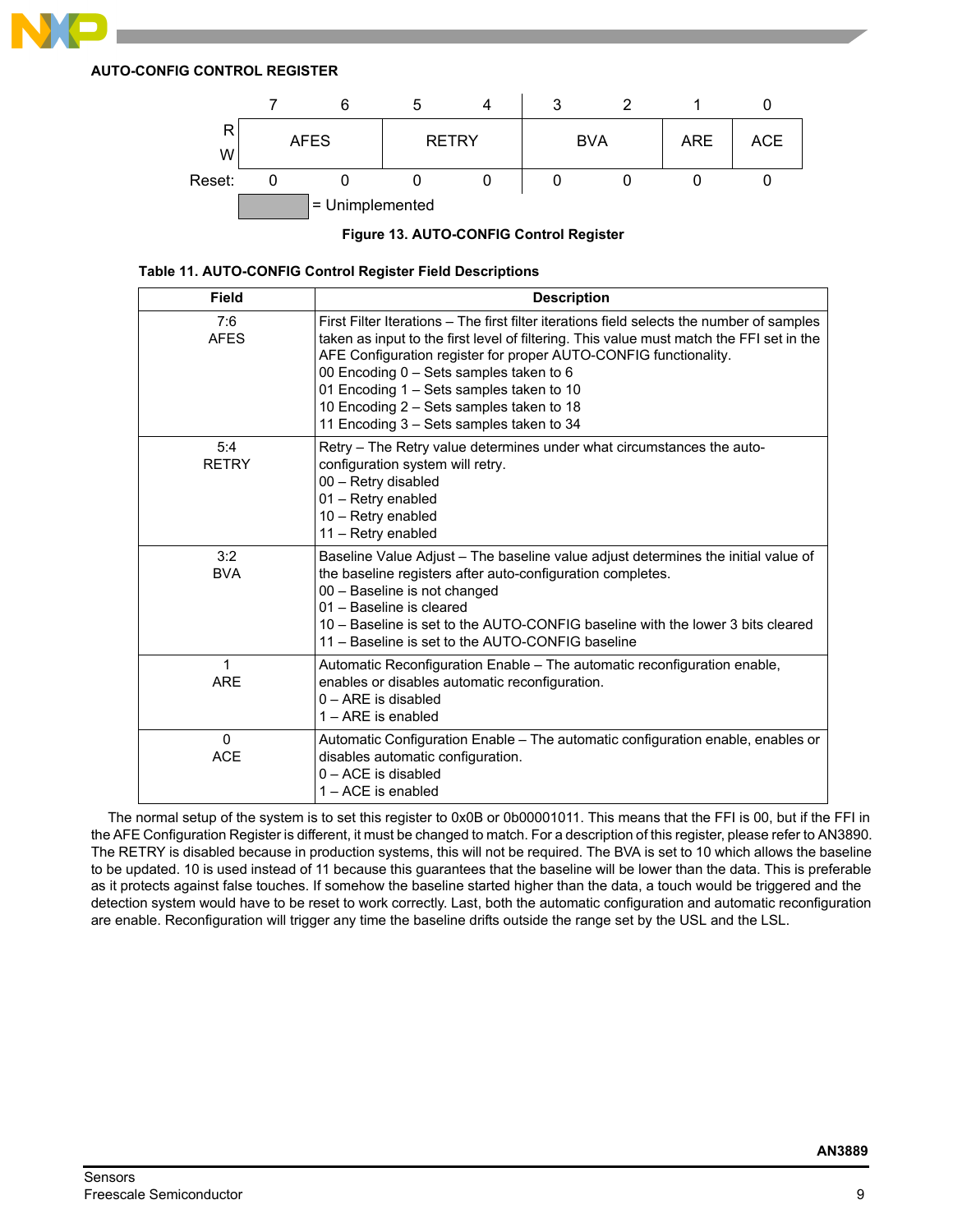### AUTO-CONFIG CONTROL REGISTER

| | 7 | 6 | 5 | 4 | 3 | 2 | 1 | 0 |
|---|---|---|---|---|---|---|---|---|
| R / W | AFES | | RETRY | | BVA | | ARE | ACE |
| Reset: | 0 | 0 | 0 | 0 | 0 | 0 | 0 | 0 |

= Unimplemented

**Figure 13. AUTO-CONFIG Control Register**

**Table 11. AUTO-CONFIG Control Register Field Descriptions**

| Field | Description |
|---|---|
| 7:6<br>AFES | First Filter Iterations – The first filter iterations field selects the number of samples taken as input to the first level of filtering. This value must match the FFI set in the AFE Configuration register for proper AUTO-CONFIG functionality.<br>00 Encoding 0 – Sets samples taken to 6<br>01 Encoding 1 – Sets samples taken to 10<br>10 Encoding 2 – Sets samples taken to 18<br>11 Encoding 3 – Sets samples taken to 34 |
| 5:4<br>RETRY | Retry – The Retry value determines under what circumstances the auto-configuration system will retry.<br>00 – Retry disabled<br>01 – Retry enabled<br>10 – Retry enabled<br>11 – Retry enabled |
| 3:2<br>BVA | Baseline Value Adjust – The baseline value adjust determines the initial value of the baseline registers after auto-configuration completes.<br>00 – Baseline is not changed<br>01 – Baseline is cleared<br>10 – Baseline is set to the AUTO-CONFIG baseline with the lower 3 bits cleared<br>11 – Baseline is set to the AUTO-CONFIG baseline |
| 1<br>ARE | Automatic Reconfiguration Enable – The automatic reconfiguration enable, enables or disables automatic reconfiguration.<br>0 – ARE is disabled<br>1 – ARE is enabled |
| 0<br>ACE | Automatic Configuration Enable – The automatic configuration enable, enables or disables automatic configuration.<br>0 – ACE is disabled<br>1 – ACE is enabled |

The normal setup of the system is to set this register to 0x0B or 0b00001011. This means that the FFI is 00, but if the FFI in the AFE Configuration Register is different, it must be changed to match. For a description of this register, please refer to AN3890. The RETRY is disabled because in production systems, this will not be required. The BVA is set to 10 which allows the baseline to be updated. 10 is used instead of 11 because this guarantees that the baseline will be lower than the data. This is preferable as it protects against false touches. If somehow the baseline started higher than the data, a touch would be triggered and the detection system would have to be reset to work correctly. Last, both the automatic configuration and automatic reconfiguration are enable. Reconfiguration will trigger any time the baseline drifts outside the range set by the USL and the LSL.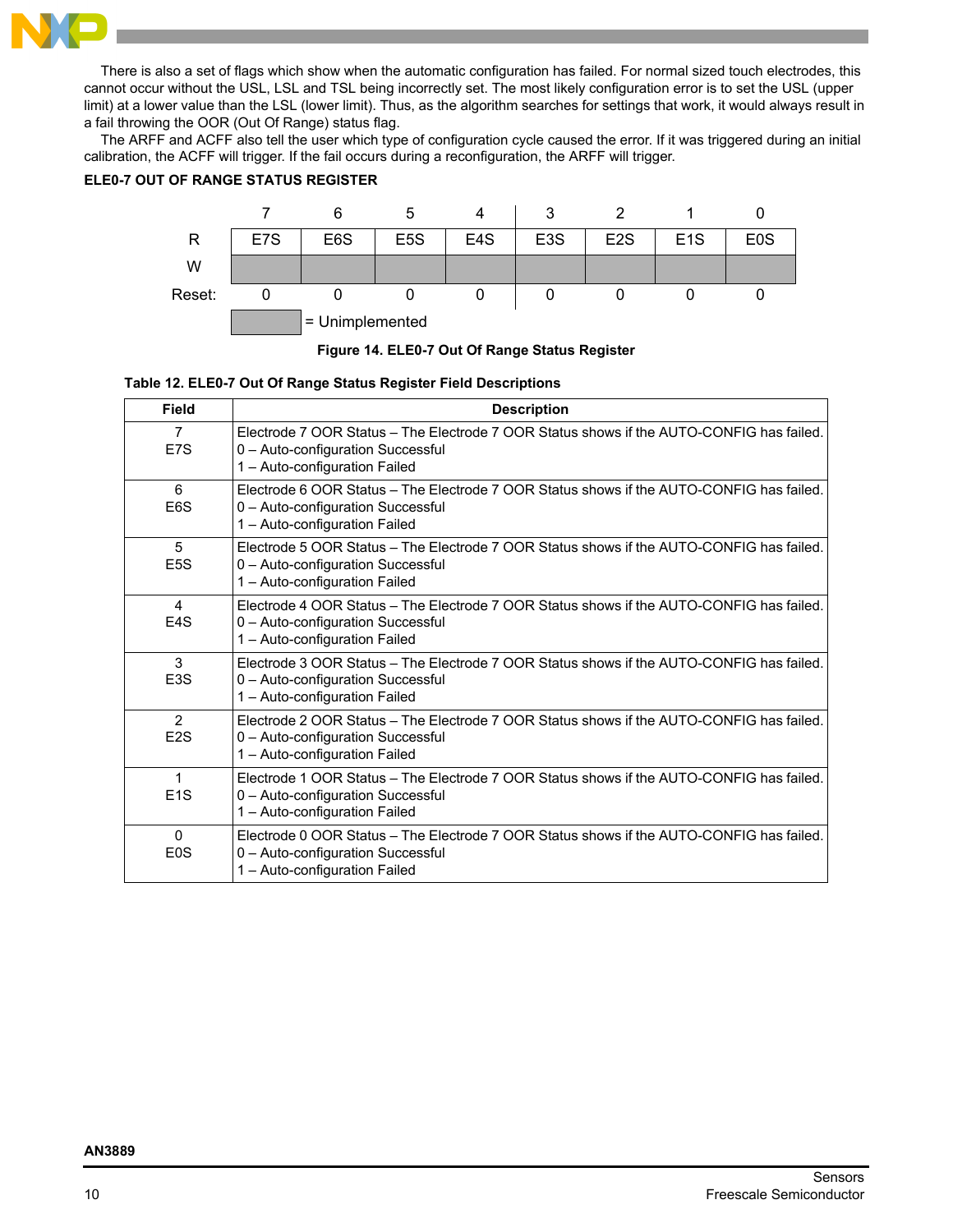There is also a set of flags which show when the automatic configuration has failed. For normal sized touch electrodes, this cannot occur without the USL, LSL and TSL being incorrectly set. The most likely configuration error is to set the USL (upper limit) at a lower value than the LSL (lower limit). Thus, as the algorithm searches for settings that work, it would always result in a fail throwing the OOR (Out Of Range) status flag.

The ARFF and ACFF also tell the user which type of configuration cycle caused the error. If it was triggered during an initial calibration, the ACFF will trigger. If the fail occurs during a reconfiguration, the ARFF will trigger.

**ELE0-7 OUT OF RANGE STATUS REGISTER**

| | 7 | 6 | 5 | 4 | 3 | 2 | 1 | 0 |
|---|---|---|---|---|---|---|---|---|
| R | E7S | E6S | E5S | E4S | E3S | E2S | E1S | E0S |
| W | | | | | | | | |
| Reset: | 0 | 0 | 0 | 0 | 0 | 0 | 0 | 0 |

= Unimplemented

**Figure 14. ELE0-7 Out Of Range Status Register**

**Table 12. ELE0-7 Out Of Range Status Register Field Descriptions**

| Field | Description |
|---|---|
| 7<br>E7S | Electrode 7 OOR Status – The Electrode 7 OOR Status shows if the AUTO-CONFIG has failed.<br>0 – Auto-configuration Successful<br>1 – Auto-configuration Failed |
| 6<br>E6S | Electrode 6 OOR Status – The Electrode 7 OOR Status shows if the AUTO-CONFIG has failed.<br>0 – Auto-configuration Successful<br>1 – Auto-configuration Failed |
| 5<br>E5S | Electrode 5 OOR Status – The Electrode 7 OOR Status shows if the AUTO-CONFIG has failed.<br>0 – Auto-configuration Successful<br>1 – Auto-configuration Failed |
| 4<br>E4S | Electrode 4 OOR Status – The Electrode 7 OOR Status shows if the AUTO-CONFIG has failed.<br>0 – Auto-configuration Successful<br>1 – Auto-configuration Failed |
| 3<br>E3S | Electrode 3 OOR Status – The Electrode 7 OOR Status shows if the AUTO-CONFIG has failed.<br>0 – Auto-configuration Successful<br>1 – Auto-configuration Failed |
| 2<br>E2S | Electrode 2 OOR Status – The Electrode 7 OOR Status shows if the AUTO-CONFIG has failed.<br>0 – Auto-configuration Successful<br>1 – Auto-configuration Failed |
| 1<br>E1S | Electrode 1 OOR Status – The Electrode 7 OOR Status shows if the AUTO-CONFIG has failed.<br>0 – Auto-configuration Successful<br>1 – Auto-configuration Failed |
| 0<br>E0S | Electrode 0 OOR Status – The Electrode 7 OOR Status shows if the AUTO-CONFIG has failed.<br>0 – Auto-configuration Successful<br>1 – Auto-configuration Failed |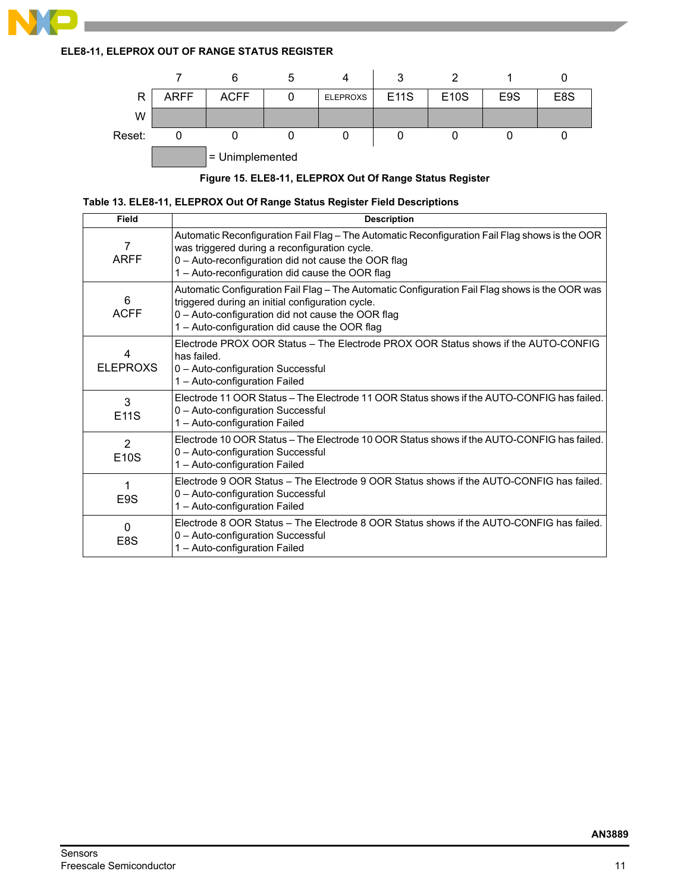### ELE8-11, ELEPROX OUT OF RANGE STATUS REGISTER

| | 7 | 6 | 5 | 4 | 3 | 2 | 1 | 0 |
|---|---|---|---|---|---|---|---|---|
| R | ARFF | ACFF | 0 | ELEPROXS | E11S | E10S | E9S | E8S |
| W | | | | | | | | |
| Reset: | 0 | 0 | 0 | 0 | 0 | 0 | 0 | 0 |

= Unimplemented

Figure 15. ELE8-11, ELEPROX Out Of Range Status Register

Table 13. ELE8-11, ELEPROX Out Of Range Status Register Field Descriptions

| Field | Description |
|---|---|
| 7<br>ARFF | Automatic Reconfiguration Fail Flag – The Automatic Reconfiguration Fail Flag shows is the OOR was triggered during a reconfiguration cycle.<br>0 – Auto-reconfiguration did not cause the OOR flag<br>1 – Auto-reconfiguration did cause the OOR flag |
| 6<br>ACFF | Automatic Configuration Fail Flag – The Automatic Configuration Fail Flag shows is the OOR was triggered during an initial configuration cycle.<br>0 – Auto-configuration did not cause the OOR flag<br>1 – Auto-configuration did cause the OOR flag |
| 4<br>ELEPROXS | Electrode PROX OOR Status – The Electrode PROX OOR Status shows if the AUTO-CONFIG has failed.<br>0 – Auto-configuration Successful<br>1 – Auto-configuration Failed |
| 3<br>E11S | Electrode 11 OOR Status – The Electrode 11 OOR Status shows if the AUTO-CONFIG has failed.<br>0 – Auto-configuration Successful<br>1 – Auto-configuration Failed |
| 2<br>E10S | Electrode 10 OOR Status – The Electrode 10 OOR Status shows if the AUTO-CONFIG has failed.<br>0 – Auto-configuration Successful<br>1 – Auto-configuration Failed |
| 1<br>E9S | Electrode 9 OOR Status – The Electrode 9 OOR Status shows if the AUTO-CONFIG has failed.<br>0 – Auto-configuration Successful<br>1 – Auto-configuration Failed |
| 0<br>E8S | Electrode 8 OOR Status – The Electrode 8 OOR Status shows if the AUTO-CONFIG has failed.<br>0 – Auto-configuration Successful<br>1 – Auto-configuration Failed |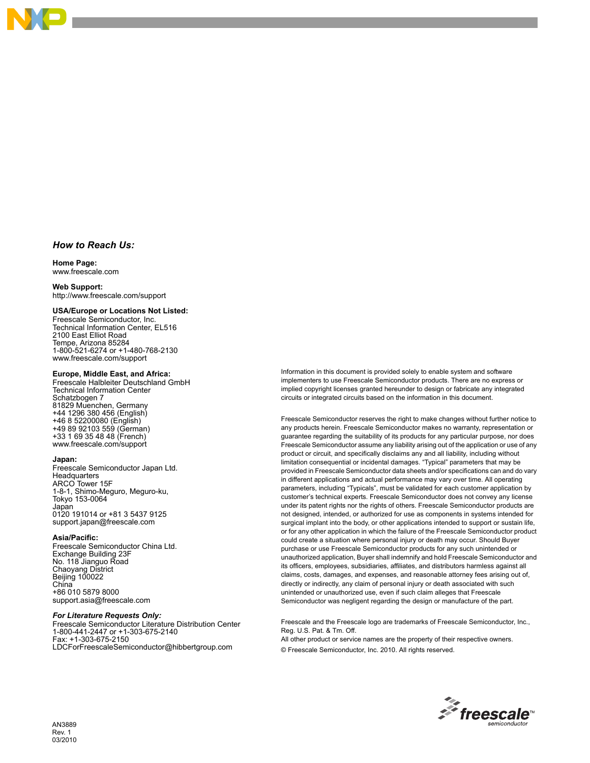### *How to Reach Us:*

**Home Page:**
www.freescale.com

**Web Support:**
http://www.freescale.com/support

**USA/Europe or Locations Not Listed:**
Freescale Semiconductor, Inc.
Technical Information Center, EL516
2100 East Elliot Road
Tempe, Arizona 85284
1-800-521-6274 or +1-480-768-2130
www.freescale.com/support

**Europe, Middle East, and Africa:**
Freescale Halbleiter Deutschland GmbH
Technical Information Center
Schatzbogen 7
81829 Muenchen, Germany
+44 1296 380 456 (English)
+46 8 52200080 (English)
+49 89 92103 559 (German)
+33 1 69 35 48 48 (French)
www.freescale.com/support

**Japan:**
Freescale Semiconductor Japan Ltd.
Headquarters
ARCO Tower 15F
1-8-1, Shimo-Meguro, Meguro-ku,
Tokyo 153-0064
Japan
0120 191014 or +81 3 5437 9125
support.japan@freescale.com

**Asia/Pacific:**
Freescale Semiconductor China Ltd.
Exchange Building 23F
No. 118 Jianguo Road
Chaoyang District
Beijing 100022
China
+86 010 5879 8000
support.asia@freescale.com

***For Literature Requests Only:***
Freescale Semiconductor Literature Distribution Center
1-800-441-2447 or +1-303-675-2140
Fax: +1-303-675-2150
LDCForFreescaleSemiconductor@hibbertgroup.com

Information in this document is provided solely to enable system and software implementers to use Freescale Semiconductor products. There are no express or implied copyright licenses granted hereunder to design or fabricate any integrated circuits or integrated circuits based on the information in this document.

Freescale Semiconductor reserves the right to make changes without further notice to any products herein. Freescale Semiconductor makes no warranty, representation or guarantee regarding the suitability of its products for any particular purpose, nor does Freescale Semiconductor assume any liability arising out of the application or use of any product or circuit, and specifically disclaims any and all liability, including without limitation consequential or incidental damages. "Typical" parameters that may be provided in Freescale Semiconductor data sheets and/or specifications can and do vary in different applications and actual performance may vary over time. All operating parameters, including "Typicals", must be validated for each customer application by customer's technical experts. Freescale Semiconductor does not convey any license under its patent rights nor the rights of others. Freescale Semiconductor products are not designed, intended, or authorized for use as components in systems intended for surgical implant into the body, or other applications intended to support or sustain life, or for any other application in which the failure of the Freescale Semiconductor product could create a situation where personal injury or death may occur. Should Buyer purchase or use Freescale Semiconductor products for any such unintended or unauthorized application, Buyer shall indemnify and hold Freescale Semiconductor and its officers, employees, subsidiaries, affiliates, and distributors harmless against all claims, costs, damages, and expenses, and reasonable attorney fees arising out of, directly or indirectly, any claim of personal injury or death associated with such unintended or unauthorized use, even if such claim alleges that Freescale Semiconductor was negligent regarding the design or manufacture of the part.

Freescale and the Freescale logo are trademarks of Freescale Semiconductor, Inc., Reg. U.S. Pat. & Tm. Off.
All other product or service names are the property of their respective owners.
© Freescale Semiconductor, Inc. 2010. All rights reserved.

AN3889
Rev. 1
03/2010